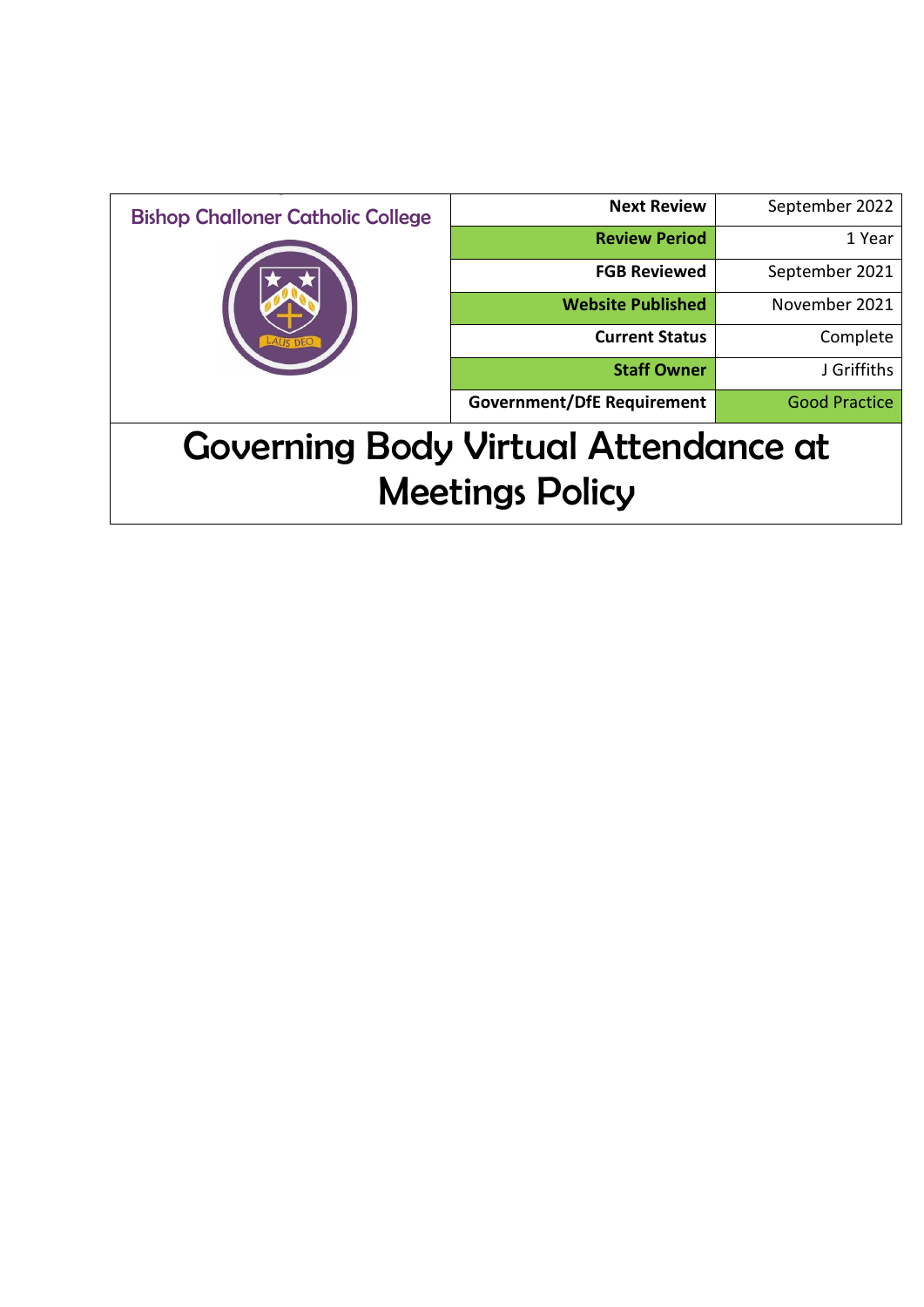**Bishop Challoner Catholic College**

| | |
|---|---|
| **Next Review** | September 2022 |
| **Review Period** | 1 Year |
| **FGB Reviewed** | September 2021 |
| **Website Published** | November 2021 |
| **Current Status** | Complete |
| **Staff Owner** | J Griffiths |
| **Government/DfE Requirement** | Good Practice |

# Governing Body Virtual Attendance at Meetings Policy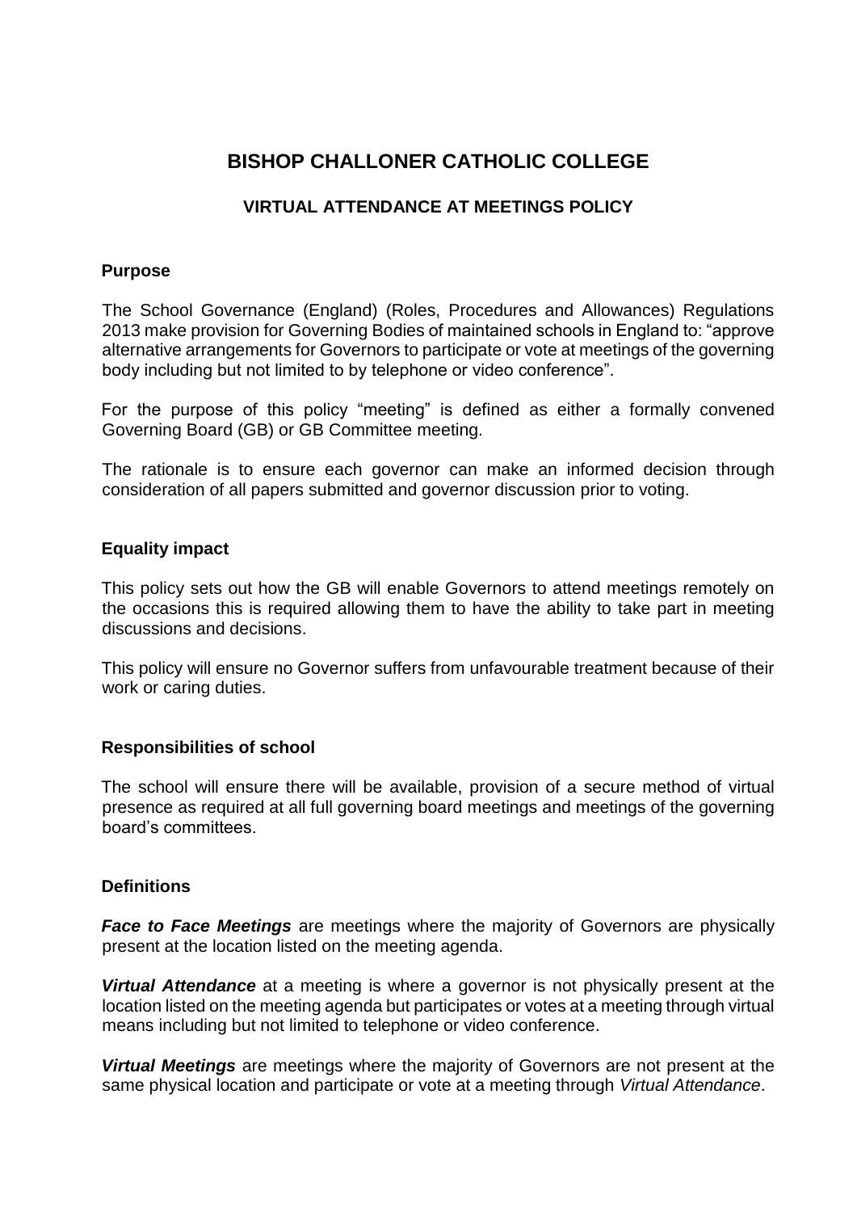# BISHOP CHALLONER CATHOLIC COLLEGE

## VIRTUAL ATTENDANCE AT MEETINGS POLICY

### Purpose

The School Governance (England) (Roles, Procedures and Allowances) Regulations 2013 make provision for Governing Bodies of maintained schools in England to: "approve alternative arrangements for Governors to participate or vote at meetings of the governing body including but not limited to by telephone or video conference".

For the purpose of this policy "meeting" is defined as either a formally convened Governing Board (GB) or GB Committee meeting.

The rationale is to ensure each governor can make an informed decision through consideration of all papers submitted and governor discussion prior to voting.

### Equality impact

This policy sets out how the GB will enable Governors to attend meetings remotely on the occasions this is required allowing them to have the ability to take part in meeting discussions and decisions.

This policy will ensure no Governor suffers from unfavourable treatment because of their work or caring duties.

### Responsibilities of school

The school will ensure there will be available, provision of a secure method of virtual presence as required at all full governing board meetings and meetings of the governing board's committees.

### Definitions

***Face to Face Meetings*** are meetings where the majority of Governors are physically present at the location listed on the meeting agenda.

***Virtual Attendance*** at a meeting is where a governor is not physically present at the location listed on the meeting agenda but participates or votes at a meeting through virtual means including but not limited to telephone or video conference.

***Virtual Meetings*** are meetings where the majority of Governors are not present at the same physical location and participate or vote at a meeting through *Virtual Attendance*.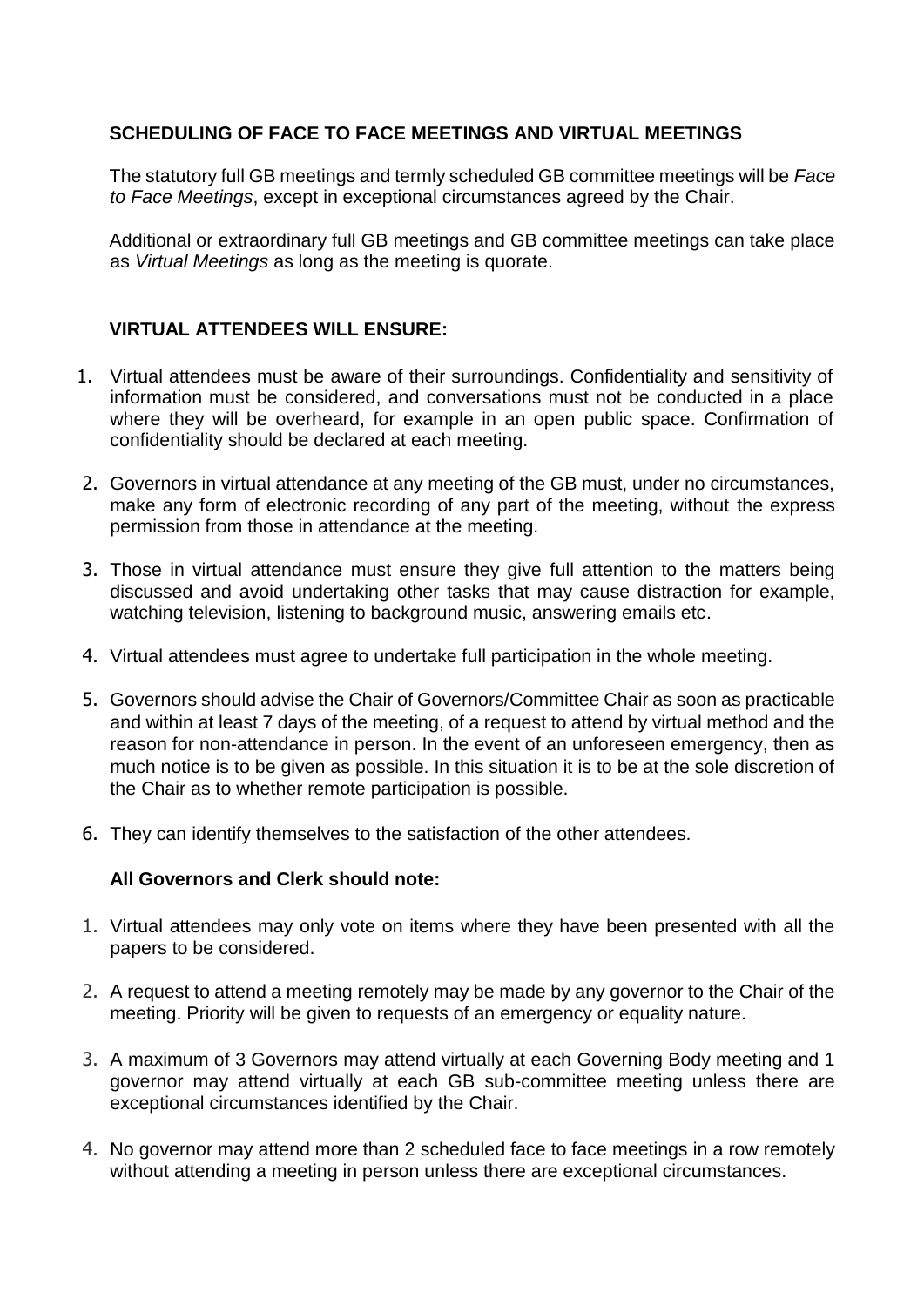## SCHEDULING OF FACE TO FACE MEETINGS AND VIRTUAL MEETINGS

The statutory full GB meetings and termly scheduled GB committee meetings will be *Face to Face Meetings*, except in exceptional circumstances agreed by the Chair.

Additional or extraordinary full GB meetings and GB committee meetings can take place as *Virtual Meetings* as long as the meeting is quorate.

## VIRTUAL ATTENDEES WILL ENSURE:

1. Virtual attendees must be aware of their surroundings. Confidentiality and sensitivity of information must be considered, and conversations must not be conducted in a place where they will be overheard, for example in an open public space. Confirmation of confidentiality should be declared at each meeting.
2. Governors in virtual attendance at any meeting of the GB must, under no circumstances, make any form of electronic recording of any part of the meeting, without the express permission from those in attendance at the meeting.
3. Those in virtual attendance must ensure they give full attention to the matters being discussed and avoid undertaking other tasks that may cause distraction for example, watching television, listening to background music, answering emails etc.
4. Virtual attendees must agree to undertake full participation in the whole meeting.
5. Governors should advise the Chair of Governors/Committee Chair as soon as practicable and within at least 7 days of the meeting, of a request to attend by virtual method and the reason for non-attendance in person. In the event of an unforeseen emergency, then as much notice is to be given as possible. In this situation it is to be at the sole discretion of the Chair as to whether remote participation is possible.
6. They can identify themselves to the satisfaction of the other attendees.

**All Governors and Clerk should note:**

1. Virtual attendees may only vote on items where they have been presented with all the papers to be considered.
2. A request to attend a meeting remotely may be made by any governor to the Chair of the meeting. Priority will be given to requests of an emergency or equality nature.
3. A maximum of 3 Governors may attend virtually at each Governing Body meeting and 1 governor may attend virtually at each GB sub-committee meeting unless there are exceptional circumstances identified by the Chair.
4. No governor may attend more than 2 scheduled face to face meetings in a row remotely without attending a meeting in person unless there are exceptional circumstances.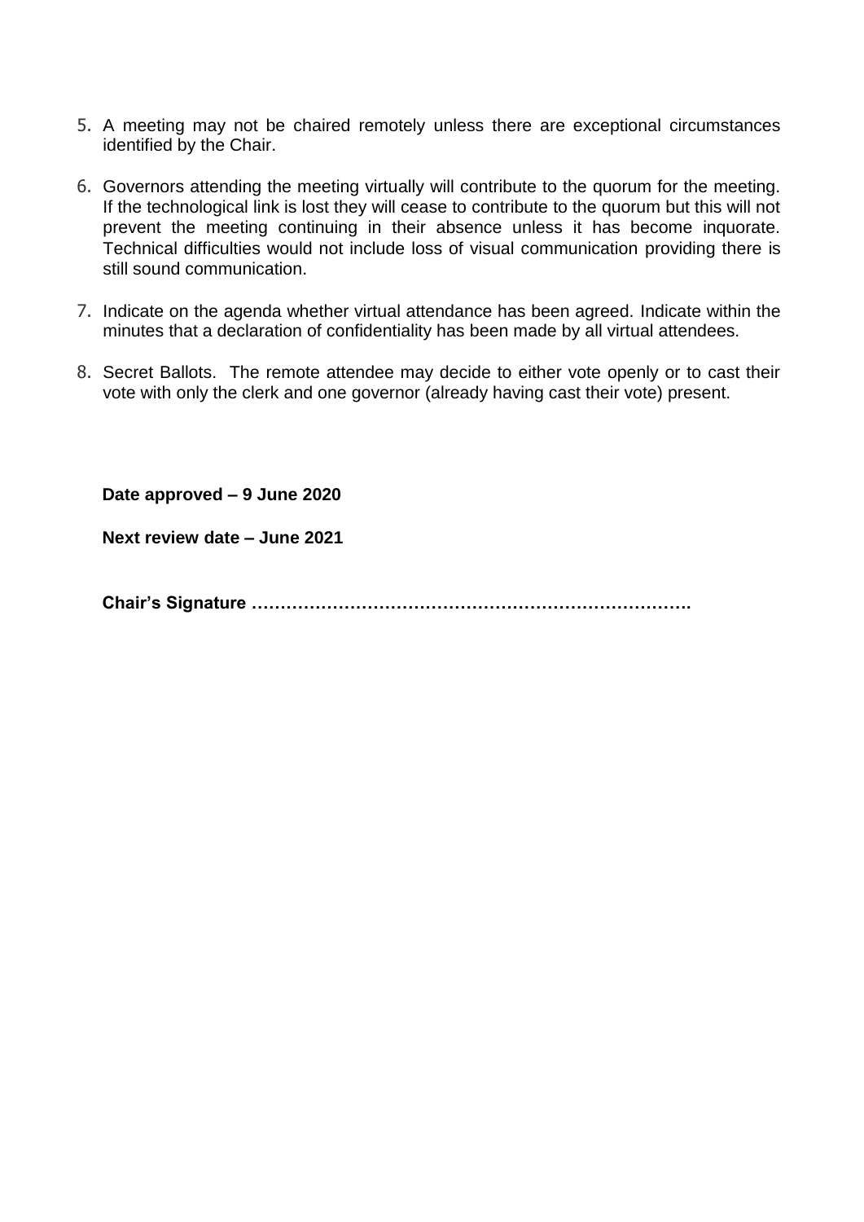5. A meeting may not be chaired remotely unless there are exceptional circumstances identified by the Chair.

6. Governors attending the meeting virtually will contribute to the quorum for the meeting. If the technological link is lost they will cease to contribute to the quorum but this will not prevent the meeting continuing in their absence unless it has become inquorate. Technical difficulties would not include loss of visual communication providing there is still sound communication.

7. Indicate on the agenda whether virtual attendance has been agreed. Indicate within the minutes that a declaration of confidentiality has been made by all virtual attendees.

8. Secret Ballots. The remote attendee may decide to either vote openly or to cast their vote with only the clerk and one governor (already having cast their vote) present.

**Date approved – 9 June 2020**

**Next review date – June 2021**

**Chair's Signature ………………………………………………………………….**